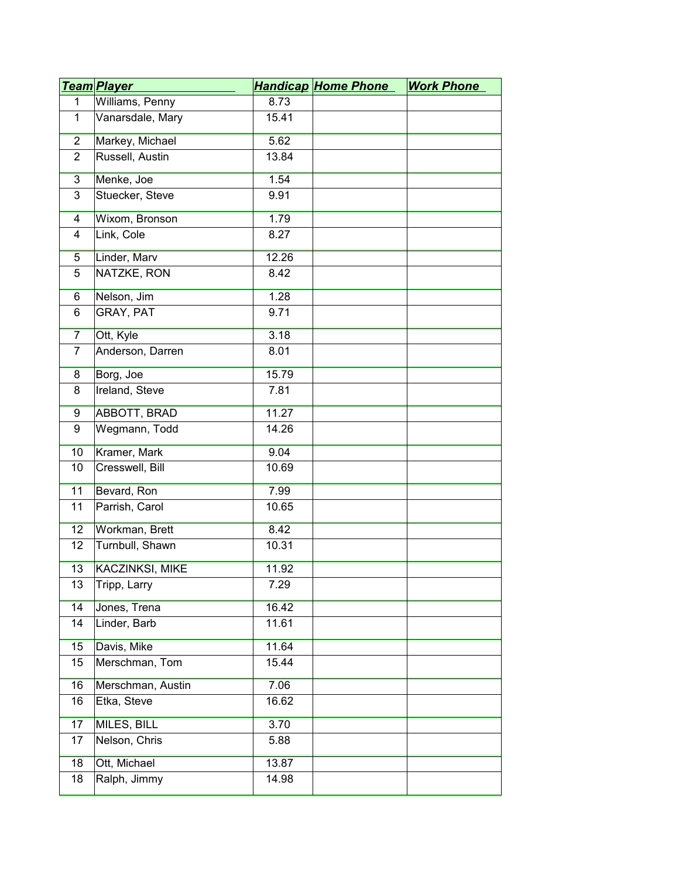| Team | Player | Handicap | Home Phone | Work Phone |
|---|---|---|---|---|
| 1 | Williams, Penny | 8.73 | | |
| 1 | Vanarsdale, Mary | 15.41 | | |
| 2 | Markey, Michael | 5.62 | | |
| 2 | Russell, Austin | 13.84 | | |
| 3 | Menke, Joe | 1.54 | | |
| 3 | Stuecker, Steve | 9.91 | | |
| 4 | Wixom, Bronson | 1.79 | | |
| 4 | Link, Cole | 8.27 | | |
| 5 | Linder, Marv | 12.26 | | |
| 5 | NATZKE, RON | 8.42 | | |
| 6 | Nelson, Jim | 1.28 | | |
| 6 | GRAY, PAT | 9.71 | | |
| 7 | Ott, Kyle | 3.18 | | |
| 7 | Anderson, Darren | 8.01 | | |
| 8 | Borg, Joe | 15.79 | | |
| 8 | Ireland, Steve | 7.81 | | |
| 9 | ABBOTT, BRAD | 11.27 | | |
| 9 | Wegmann, Todd | 14.26 | | |
| 10 | Kramer, Mark | 9.04 | | |
| 10 | Cresswell, Bill | 10.69 | | |
| 11 | Bevard, Ron | 7.99 | | |
| 11 | Parrish, Carol | 10.65 | | |
| 12 | Workman, Brett | 8.42 | | |
| 12 | Turnbull, Shawn | 10.31 | | |
| 13 | KACZINKSI, MIKE | 11.92 | | |
| 13 | Tripp, Larry | 7.29 | | |
| 14 | Jones, Trena | 16.42 | | |
| 14 | Linder, Barb | 11.61 | | |
| 15 | Davis, Mike | 11.64 | | |
| 15 | Merschman, Tom | 15.44 | | |
| 16 | Merschman, Austin | 7.06 | | |
| 16 | Etka, Steve | 16.62 | | |
| 17 | MILES, BILL | 3.70 | | |
| 17 | Nelson, Chris | 5.88 | | |
| 18 | Ott, Michael | 13.87 | | |
| 18 | Ralph, Jimmy | 14.98 | | |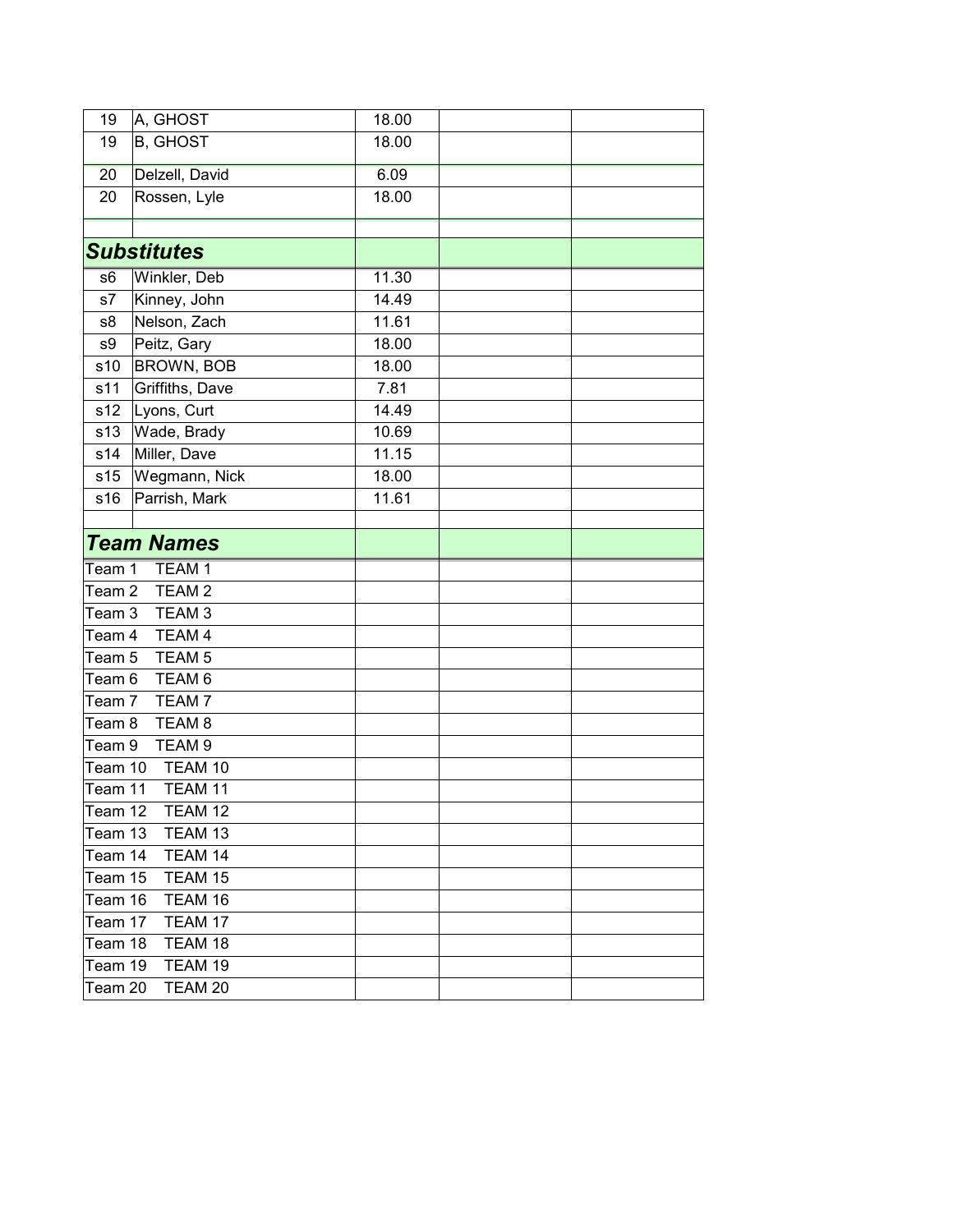| | | | | |
|---|---|---|---|---|
| 19 | A, GHOST | 18.00 | | |
| 19 | B, GHOST | 18.00 | | |
| 20 | Delzell, David | 6.09 | | |
| 20 | Rossen, Lyle | 18.00 | | |
| | | | | |
| ***Substitutes*** | | | | |
| s6 | Winkler, Deb | 11.30 | | |
| s7 | Kinney, John | 14.49 | | |
| s8 | Nelson, Zach | 11.61 | | |
| s9 | Peitz, Gary | 18.00 | | |
| s10 | BROWN, BOB | 18.00 | | |
| s11 | Griffiths, Dave | 7.81 | | |
| s12 | Lyons, Curt | 14.49 | | |
| s13 | Wade, Brady | 10.69 | | |
| s14 | Miller, Dave | 11.15 | | |
| s15 | Wegmann, Nick | 18.00 | | |
| s16 | Parrish, Mark | 11.61 | | |
| | | | | |
| ***Team Names*** | | | | |
| Team 1 | TEAM 1 | | | |
| Team 2 | TEAM 2 | | | |
| Team 3 | TEAM 3 | | | |
| Team 4 | TEAM 4 | | | |
| Team 5 | TEAM 5 | | | |
| Team 6 | TEAM 6 | | | |
| Team 7 | TEAM 7 | | | |
| Team 8 | TEAM 8 | | | |
| Team 9 | TEAM 9 | | | |
| Team 10 | TEAM 10 | | | |
| Team 11 | TEAM 11 | | | |
| Team 12 | TEAM 12 | | | |
| Team 13 | TEAM 13 | | | |
| Team 14 | TEAM 14 | | | |
| Team 15 | TEAM 15 | | | |
| Team 16 | TEAM 16 | | | |
| Team 17 | TEAM 17 | | | |
| Team 18 | TEAM 18 | | | |
| Team 19 | TEAM 19 | | | |
| Team 20 | TEAM 20 | | | |